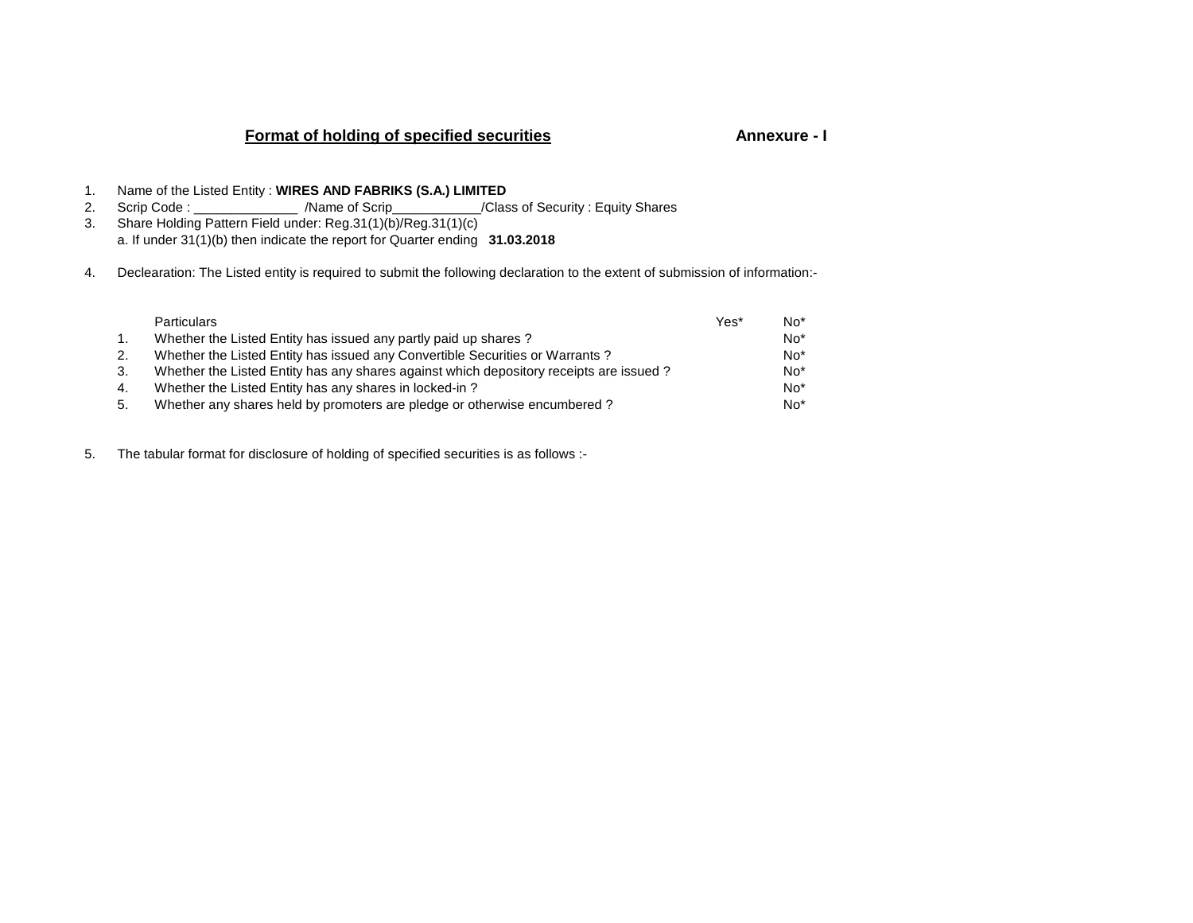## Format of holding of specified securities **Annexure - I**

1. Name of the Listed Entity : **WIRES AND FABRIKS (S.A.) LIMITED**
2. Scrip Code : ______________ /Name of Scrip____________/Class of Security : Equity Shares
3. Share Holding Pattern Field under: Reg.31(1)(b)/Reg.31(1)(c)
   a. If under 31(1)(b) then indicate the report for Quarter ending **31.03.2018**
4. Declearation: The Listed entity is required to submit the following declaration to the extent of submission of information:-

| | Particulars | Yes* | No* |
|---|---|---|---|
| 1. | Whether the Listed Entity has issued any partly paid up shares ? | | No* |
| 2. | Whether the Listed Entity has issued any Convertible Securities or Warrants ? | | No* |
| 3. | Whether the Listed Entity has any shares against which depository receipts are issued ? | | No* |
| 4. | Whether the Listed Entity has any shares in locked-in ? | | No* |
| 5. | Whether any shares held by promoters are pledge or otherwise encumbered ? | | No* |

5. The tabular format for disclosure of holding of specified securities is as follows :-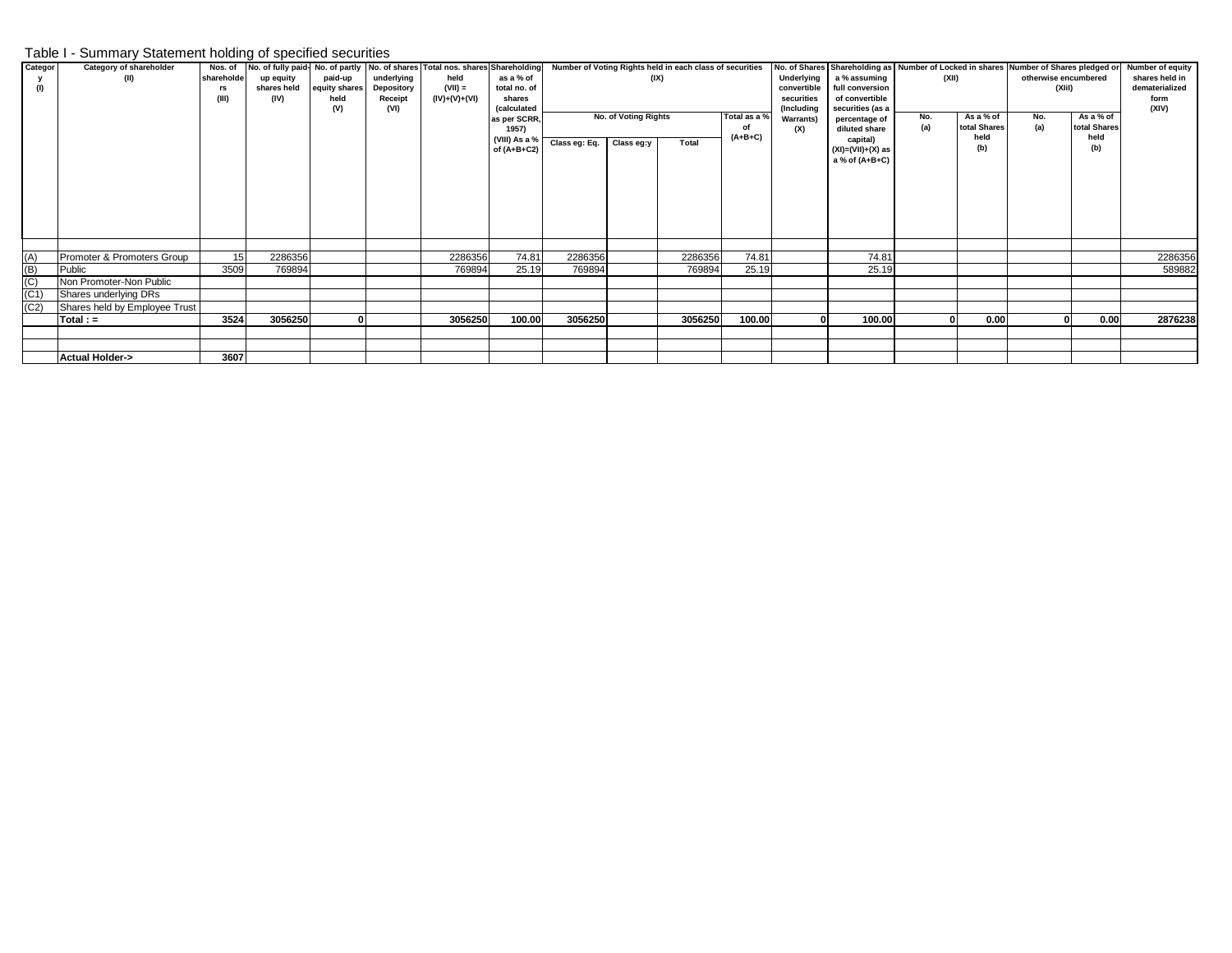## Table I - Summary Statement holding of specified securities

| Category (I) | Category of shareholder (II) | Nos. of shareholders (III) | No. of fully paid-up equity shares held (IV) | No. of partly paid-up equity shares held (V) | No. of shares underlying Depository Receipt (VI) | Total nos. shares held (VII) = (IV)+(V)+(VI) | Shareholding as a % of total no. of shares (calculated as per SCRR, 1957) (VIII) As a % of (A+B+C2) | Number of Voting Rights held in each class of securities (IX) | | | | No. of Shares Underlying convertible securities (Including Warrants) (X) | Shareholding as a % assuming full conversion of convertible securities (as a percentage of diluted share capital) (XI)=(VII)+(X) as a % of (A+B+C) | Number of Locked in shares (XII) | | Number of Shares pledged or otherwise encumbered (XIII) | | Number of equity shares held in dematerialized form (XIV) |
|---|---|---|---|---|---|---|---|---|---|---|---|---|---|---|---|---|---|---|
| | | | | | | | | No. of Voting Rights | | | Total as a % of (A+B+C) | | | No. (a) | As a % of total Shares held (b) | No. (a) | As a % of total Shares held (b) | |
| | | | | | | | | Class eg: Eq. | Class eg:y | Total | | | | | | | | |
| (A) | Promoter & Promoters Group | 15 | 2286356 | | | 2286356 | 74.81 | 2286356 | | 2286356 | 74.81 | | 74.81 | | | | | 2286356 |
| (B) | Public | 3509 | 769894 | | | 769894 | 25.19 | 769894 | | 769894 | 25.19 | | 25.19 | | | | | 589882 |
| (C) | Non Promoter-Non Public | | | | | | | | | | | | | | | | | |
| (C1) | Shares underlying DRs | | | | | | | | | | | | | | | | | |
| (C2) | Shares held by Employee Trust | | | | | | | | | | | | | | | | | |
| | **Total : =** | **3524** | **3056250** | **0** | | **3056250** | **100.00** | **3056250** | | **3056250** | **100.00** | **0** | **100.00** | **0** | **0.00** | **0** | **0.00** | **2876238** |
| | | | | | | | | | | | | | | | | | | |
| | | | | | | | | | | | | | | | | | | |
| | **Actual Holder->** | **3607** | | | | | | | | | | | | | | | | |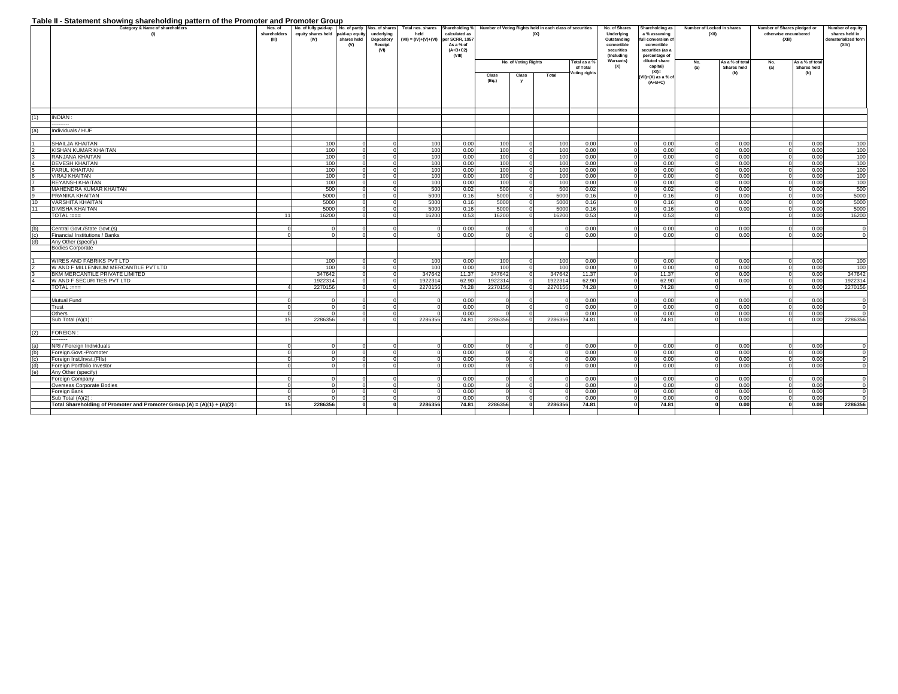# Table II - Statement showing shareholding pattern of the Promoter and Promoter Group

| | Category & Name of shareholders (I) | Nos. of shareholders (III) | No. of fully paid-up equity shares held (IV) | No. of partly paid-up equity shares held (V) | Nos. of shares underlying Depository Receipt (VI) | Total nos. shares held (VII) = (IV)+(V)+(VI) | Shareholding % calculated as per SCRR, 1957 As a % of (A+B+C2) (VIII) | Number of Voting Rights held in each class of securities (IX) | | | | No. of Shares Underlying Outstanding convertible securities (Including Warrants) (X) | Shareholding as a % assuming full conversion of convertible securities (as a percentage of diluted share capital) (XI)= (VII)+(X) as a % of (A+B+C) | Number of Locked in shares (XII) | | Number of Shares pledged or otherwise encumbered (XIII) | | Number of equity shares held in dematerialized form (XIV) |
|---|---|---|---|---|---|---|---|---|---|---|---|---|---|---|---|---|---|---|
| | | | | | | | | No. of Voting Rights | | | Total as a % of Total Voting rights | | | No. (a) | As a % of total Shares held (b) | No. (a) | As a % of total Shares held (b) | |
| | | | | | | | | Class (Eq.) | Class y | Total | | | | | | | | |
| (1) | INDIAN : | | | | | | | | | | | | | | | | | |
| (a) | Individuals / HUF | | | | | | | | | | | | | | | | | |
| 1 | SHAILJA KHAITAN | | 100 | 0 | 0 | 100 | 0.00 | 100 | 0 | 100 | 0.00 | 0 | 0.00 | 0 | 0.00 | 0 | 0.00 | 100 |
| 2 | KISHAN KUMAR KHAITAN | | 100 | 0 | 0 | 100 | 0.00 | 100 | 0 | 100 | 0.00 | 0 | 0.00 | 0 | 0.00 | 0 | 0.00 | 100 |
| 3 | RANJANA KHAITAN | | 100 | 0 | 0 | 100 | 0.00 | 100 | 0 | 100 | 0.00 | 0 | 0.00 | 0 | 0.00 | 0 | 0.00 | 100 |
| 4 | DEVESH KHAITAN | | 100 | 0 | 0 | 100 | 0.00 | 100 | 0 | 100 | 0.00 | 0 | 0.00 | 0 | 0.00 | 0 | 0.00 | 100 |
| 5 | PARUL KHAITAN | | 100 | 0 | 0 | 100 | 0.00 | 100 | 0 | 100 | 0.00 | 0 | 0.00 | 0 | 0.00 | 0 | 0.00 | 100 |
| 6 | VIRAJ KHAITAN | | 100 | 0 | 0 | 100 | 0.00 | 100 | 0 | 100 | 0.00 | 0 | 0.00 | 0 | 0.00 | 0 | 0.00 | 100 |
| 7 | REYANSH KHAITAN | | 100 | 0 | 0 | 100 | 0.00 | 100 | 0 | 100 | 0.00 | 0 | 0.00 | 0 | 0.00 | 0 | 0.00 | 100 |
| 8 | MAHENDRA KUMAR KHAITAN | | 500 | 0 | 0 | 500 | 0.02 | 500 | 0 | 500 | 0.02 | 0 | 0.02 | 0 | 0.00 | 0 | 0.00 | 500 |
| 9 | PRANIKA KHAITAN | | 5000 | 0 | 0 | 5000 | 0.16 | 5000 | 0 | 5000 | 0.16 | 0 | 0.16 | 0 | 0.00 | 0 | 0.00 | 5000 |
| 10 | VARSHITA KHAITAN | | 5000 | 0 | 0 | 5000 | 0.16 | 5000 | 0 | 5000 | 0.16 | 0 | 0.16 | 0 | 0.00 | 0 | 0.00 | 5000 |
| 11 | DIVISHA KHAITAN | | 5000 | 0 | 0 | 5000 | 0.16 | 5000 | 0 | 5000 | 0.16 | 0 | 0.16 | 0 | 0.00 | 0 | 0.00 | 5000 |
| | TOTAL :=== | 11 | 16200 | 0 | 0 | 16200 | 0.53 | 16200 | 0 | 16200 | 0.53 | 0 | 0.53 | 0 | | 0 | 0.00 | 16200 |
| (b) | Central Govt./State Govt.(s) | 0 | 0 | 0 | 0 | 0 | 0.00 | 0 | 0 | 0 | 0.00 | 0 | 0.00 | 0 | 0.00 | 0 | 0.00 | 0 |
| (c) | Financial Institutions / Banks | 0 | 0 | 0 | 0 | 0 | 0.00 | 0 | 0 | 0 | 0.00 | 0 | 0.00 | 0 | 0.00 | 0 | 0.00 | 0 |
| (d) | Any Other (specify) | | | | | | | | | | | | | | | | | |
| | Bodies Corporate | | | | | | | | | | | | | | | | | |
| 1 | WIRES AND FABRIKS PVT LTD | | 100 | 0 | 0 | 100 | 0.00 | 100 | 0 | 100 | 0.00 | 0 | 0.00 | 0 | 0.00 | 0 | 0.00 | 100 |
| 2 | W AND F MILLENNIUM MERCANTILE PVT LTD | | 100 | 0 | 0 | 100 | 0.00 | 100 | 0 | 100 | 0.00 | 0 | 0.00 | 0 | 0.00 | 0 | 0.00 | 100 |
| 3 | BKM MERCANTILE PRIVATE LIMITED | | 347642 | 0 | 0 | 347642 | 11.37 | 347642 | 0 | 347642 | 11.37 | 0 | 11.37 | 0 | 0.00 | 0 | 0.00 | 347642 |
| 4 | W AND F SECURITIES PVT LTD | | 1922314 | 0 | 0 | 1922314 | 62.90 | 1922314 | 0 | 1922314 | 62.90 | 0 | 62.90 | 0 | 0.00 | 0 | 0.00 | 1922314 |
| | TOTAL :=== | 4 | 2270156 | 0 | 0 | 2270156 | 74.28 | 2270156 | 0 | 2270156 | 74.28 | 0 | 74.28 | 0 | | 0 | 0.00 | 2270156 |
| | Mutual Fund | 0 | 0 | 0 | 0 | 0 | 0.00 | 0 | 0 | 0 | 0.00 | 0 | 0.00 | 0 | 0.00 | 0 | 0.00 | 0 |
| | Trust | 0 | 0 | 0 | 0 | 0 | 0.00 | 0 | 0 | 0 | 0.00 | 0 | 0.00 | 0 | 0.00 | 0 | 0.00 | 0 |
| | Others | 0 | 0 | 0 | 0 | 0 | 0.00 | 0 | 0 | 0 | 0.00 | 0 | 0.00 | 0 | 0.00 | 0 | 0.00 | 0 |
| | Sub Total (A)(1) : | 15 | 2286356 | 0 | 0 | 2286356 | 74.81 | 2286356 | 0 | 2286356 | 74.81 | 0 | 74.81 | 0 | 0.00 | 0 | 0.00 | 2286356 |
| (2) | FOREIGN : | | | | | | | | | | | | | | | | | |
| (a) | NRI / Foreign Individuals | 0 | 0 | 0 | 0 | 0 | 0.00 | 0 | 0 | 0 | 0.00 | 0 | 0.00 | 0 | 0.00 | 0 | 0.00 | 0 |
| (b) | Foreign.Govt.-Promoter | 0 | 0 | 0 | 0 | 0 | 0.00 | 0 | 0 | 0 | 0.00 | 0 | 0.00 | 0 | 0.00 | 0 | 0.00 | 0 |
| (c) | Foreign Inst.Invst.(FIIs) | 0 | 0 | 0 | 0 | 0 | 0.00 | 0 | 0 | 0 | 0.00 | 0 | 0.00 | 0 | 0.00 | 0 | 0.00 | 0 |
| (d) | Foreign Portfolio Investor | 0 | 0 | 0 | 0 | 0 | 0.00 | 0 | 0 | 0 | 0.00 | 0 | 0.00 | 0 | 0.00 | 0 | 0.00 | 0 |
| (e) | Any Other (specify) | | | | | | | | | | | | | | | | | |
| | Foreign Company | 0 | 0 | 0 | 0 | 0 | 0.00 | 0 | 0 | 0 | 0.00 | 0 | 0.00 | 0 | 0.00 | 0 | 0.00 | 0 |
| | Overseas Corporate Bodies | 0 | 0 | 0 | 0 | 0 | 0.00 | 0 | 0 | 0 | 0.00 | 0 | 0.00 | 0 | 0.00 | 0 | 0.00 | 0 |
| | Foreign Bank | 0 | 0 | 0 | 0 | 0 | 0.00 | 0 | 0 | 0 | 0.00 | 0 | 0.00 | 0 | 0.00 | 0 | 0.00 | 0 |
| | Sub Total (A)(2) : | 0 | 0 | 0 | 0 | 0 | 0.00 | 0 | 0 | 0 | 0.00 | 0 | 0.00 | 0 | 0.00 | 0 | 0.00 | 0 |
| | **Total Shareholding of Promoter and Promoter Group.(A) = (A)(1) + (A)(2) :** | **15** | **2286356** | **0** | **0** | **2286356** | **74.81** | **2286356** | **0** | **2286356** | **74.81** | **0** | **74.81** | **0** | **0.00** | **0** | **0.00** | **2286356** |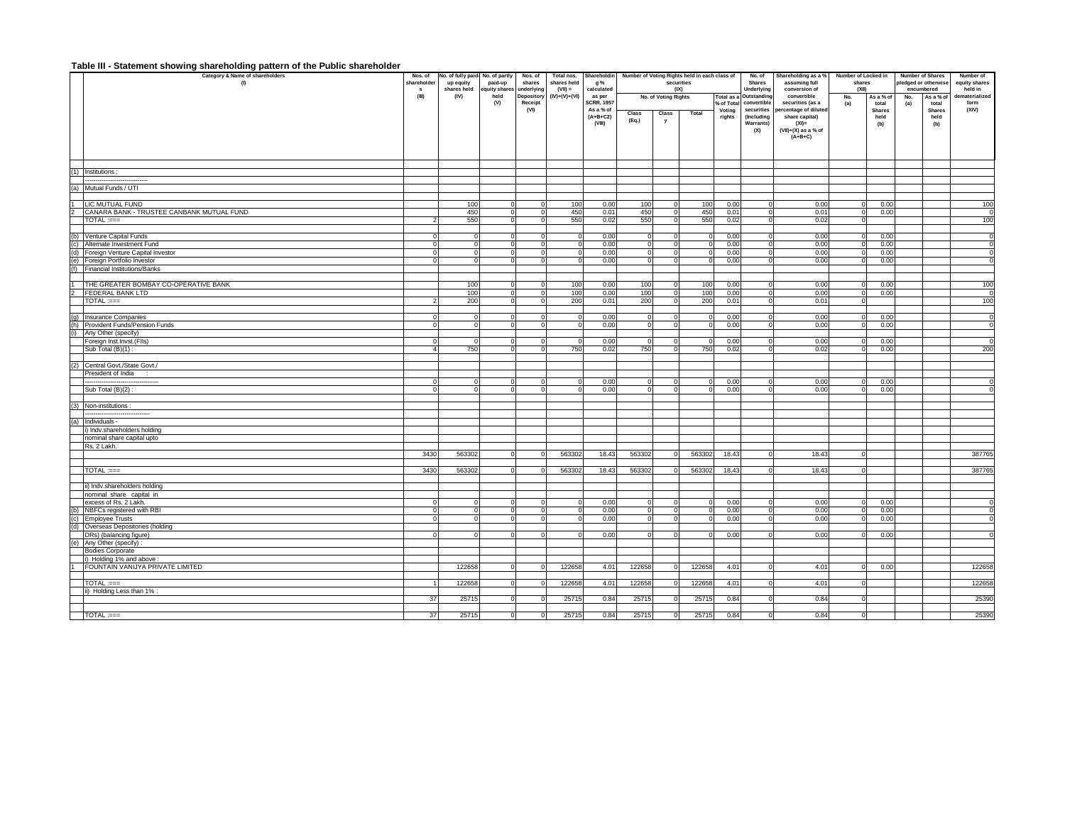## Table III - Statement showing shareholding pattern of the Public shareholder

| | Category & Name of shareholders (I) | Nos. of shareholders (III) | No. of fully paid up equity shares held (IV) | No. of partly paid-up equity shares held (V) | Nos. of shares underlying Depository Receipt (VI) | Total nos. shares held (VII) = (IV)+(V)+(VI) | Shareholding % calculated as per SCRR, 1957 As a % of (A+B+C2) (VIII) | Number of Voting Rights held in each class of securities (IX) | | | | No. of Shares Underlying Outstanding convertible securities (Including Warrants) (X) | Shareholding as a % assuming full conversion of convertible securities (as a percentage of diluted share capital) (XI)= (VII)+(X) as a % of (A+B+C) | Number of Locked in shares (XII) | | Number of Shares pledged or otherwise encumbered | | Number of equity shares held in dematerialized form (XIV) |
|---|---|---|---|---|---|---|---|---|---|---|---|---|---|---|---|---|---|---|
| | | | | | | | | No. of Voting Rights | | | Total as a % of Total Voting rights | | | No. (a) | As a % of total Shares held (b) | No. (a) | As a % of total Shares held (b) | |
| | | | | | | | | Class (Eq.) | Class y | Total | | | | | | | | |
| (1) | Institutions : | | | | | | | | | | | | | | | | | |
| | ------------------------------ | | | | | | | | | | | | | | | | | |
| (a) | Mutual Funds / UTI | | | | | | | | | | | | | | | | | |
| 1 | LIC MUTUAL FUND | | 100 | 0 | 0 | 100 | 0.00 | 100 | 0 | 100 | 0.00 | 0 | 0.00 | 0 | 0.00 | | | 100 |
| 2 | CANARA BANK - TRUSTEE CANBANK MUTUAL FUND | | 450 | 0 | 0 | 450 | 0.01 | 450 | 0 | 450 | 0.01 | 0 | 0.01 | 0 | 0.00 | | | 0 |
| | TOTAL :=== | 2 | 550 | 0 | 0 | 550 | 0.02 | 550 | 0 | 550 | 0.02 | 0 | 0.02 | 0 | | | | 100 |
| (b) | Venture Capital Funds | 0 | 0 | 0 | 0 | 0 | 0.00 | 0 | 0 | 0 | 0.00 | 0 | 0.00 | 0 | 0.00 | | | 0 |
| (c) | Alternate Investment Fund | 0 | 0 | 0 | 0 | 0 | 0.00 | 0 | 0 | 0 | 0.00 | 0 | 0.00 | 0 | 0.00 | | | 0 |
| (d) | Foreign Venture Capital Investor | 0 | 0 | 0 | 0 | 0 | 0.00 | 0 | 0 | 0 | 0.00 | 0 | 0.00 | 0 | 0.00 | | | 0 |
| (e) | Foreign Portfolio Investor | 0 | 0 | 0 | 0 | 0 | 0.00 | 0 | 0 | 0 | 0.00 | 0 | 0.00 | 0 | 0.00 | | | 0 |
| (f) | Financial Institutions/Banks | | | | | | | | | | | | | | | | | |
| 1 | THE GREATER BOMBAY CO-OPERATIVE BANK | | 100 | 0 | 0 | 100 | 0.00 | 100 | 0 | 100 | 0.00 | 0 | 0.00 | 0 | 0.00 | | | 100 |
| 2 | FEDERAL BANK LTD | | 100 | 0 | 0 | 100 | 0.00 | 100 | 0 | 100 | 0.00 | 0 | 0.00 | 0 | 0.00 | | | 0 |
| | TOTAL :=== | 2 | 200 | 0 | 0 | 200 | 0.01 | 200 | 0 | 200 | 0.01 | 0 | 0.01 | 0 | | | | 100 |
| (g) | Insurance Companies | 0 | 0 | 0 | 0 | 0 | 0.00 | 0 | 0 | 0 | 0.00 | 0 | 0.00 | 0 | 0.00 | | | 0 |
| (h) | Provident Funds/Pension Funds | 0 | 0 | 0 | 0 | 0 | 0.00 | 0 | 0 | 0 | 0.00 | 0 | 0.00 | 0 | 0.00 | | | 0 |
| (i) | Any Other (specify) | | | | | | | | | | | | | | | | | |
| | Foreign Inst.Invst.(FIIs) | 0 | 0 | 0 | 0 | 0 | 0.00 | 0 | 0 | 0 | 0.00 | 0 | 0.00 | 0 | 0.00 | | | 0 |
| | Sub Total (B)(1) : | 4 | 750 | 0 | 0 | 750 | 0.02 | 750 | 0 | 750 | 0.02 | 0 | 0.02 | 0 | 0.00 | | | 200 |
| (2) | Central Govt./State Govt./ | | | | | | | | | | | | | | | | | |
| | President of India : | | | | | | | | | | | | | | | | | |
| | ------------------------------------ | 0 | 0 | 0 | 0 | 0 | 0.00 | 0 | 0 | 0 | 0.00 | 0 | 0.00 | 0 | 0.00 | | | 0 |
| | Sub Total (B)(2) : | 0 | 0 | 0 | 0 | 0 | 0.00 | 0 | 0 | 0 | 0.00 | 0 | 0.00 | 0 | 0.00 | | | 0 |
| (3) | Non-institutions : | | | | | | | | | | | | | | | | | |
| | ------------------------------ | | | | | | | | | | | | | | | | | |
| (a) | Individuals - | | | | | | | | | | | | | | | | | |
| | i) Indv.shareholders holding | | | | | | | | | | | | | | | | | |
| | nominal share capital upto | | | | | | | | | | | | | | | | | |
| | Rs. 2 Lakh. | | | | | | | | | | | | | | | | | |
| | | 3430 | 563302 | 0 | 0 | 563302 | 18.43 | 563302 | 0 | 563302 | 18.43 | 0 | 18.43 | 0 | | | | 387765 |
| | TOTAL :=== | 3430 | 563302 | 0 | 0 | 563302 | 18.43 | 563302 | 0 | 563302 | 18.43 | 0 | 18.43 | 0 | | | | 387765 |
| | ii) Indv.shareholders holding | | | | | | | | | | | | | | | | | |
| | nominal share capital in | | | | | | | | | | | | | | | | | |
| | excess of Rs. 2 Lakh. | 0 | 0 | 0 | 0 | 0 | 0.00 | 0 | 0 | 0 | 0.00 | 0 | 0.00 | 0 | 0.00 | | | 0 |
| (b) | NBFCs registered with RBI | 0 | 0 | 0 | 0 | 0 | 0.00 | 0 | 0 | 0 | 0.00 | 0 | 0.00 | 0 | 0.00 | | | 0 |
| (c) | Employee Trusts | 0 | 0 | 0 | 0 | 0 | 0.00 | 0 | 0 | 0 | 0.00 | 0 | 0.00 | 0 | 0.00 | | | 0 |
| (d) | Overseas Depositories (holding | | | | | | | | | | | | | | | | | |
| | DRs) (balancing figure) | 0 | 0 | 0 | 0 | 0 | 0.00 | 0 | 0 | 0 | 0.00 | 0 | 0.00 | 0 | 0.00 | | | 0 |
| (e) | Any Other (specify) : | | | | | | | | | | | | | | | | | |
| | Bodies Corporate | | | | | | | | | | | | | | | | | |
| | i) Holding 1% and above : | | | | | | | | | | | | | | | | | |
| 1 | FOUNTAIN VANIJYA PRIVATE LIMITED | | 122658 | 0 | 0 | 122658 | 4.01 | 122658 | 0 | 122658 | 4.01 | 0 | 4.01 | 0 | 0.00 | | | 122658 |
| | TOTAL :=== | 1 | 122658 | 0 | 0 | 122658 | 4.01 | 122658 | 0 | 122658 | 4.01 | 0 | 4.01 | 0 | | | | 122658 |
| | ii) Holding Less than 1% : | | | | | | | | | | | | | | | | | |
| | | 37 | 25715 | 0 | 0 | 25715 | 0.84 | 25715 | 0 | 25715 | 0.84 | 0 | 0.84 | 0 | | | | 25390 |
| | TOTAL :=== | 37 | 25715 | 0 | 0 | 25715 | 0.84 | 25715 | 0 | 25715 | 0.84 | 0 | 0.84 | 0 | | | | 25390 |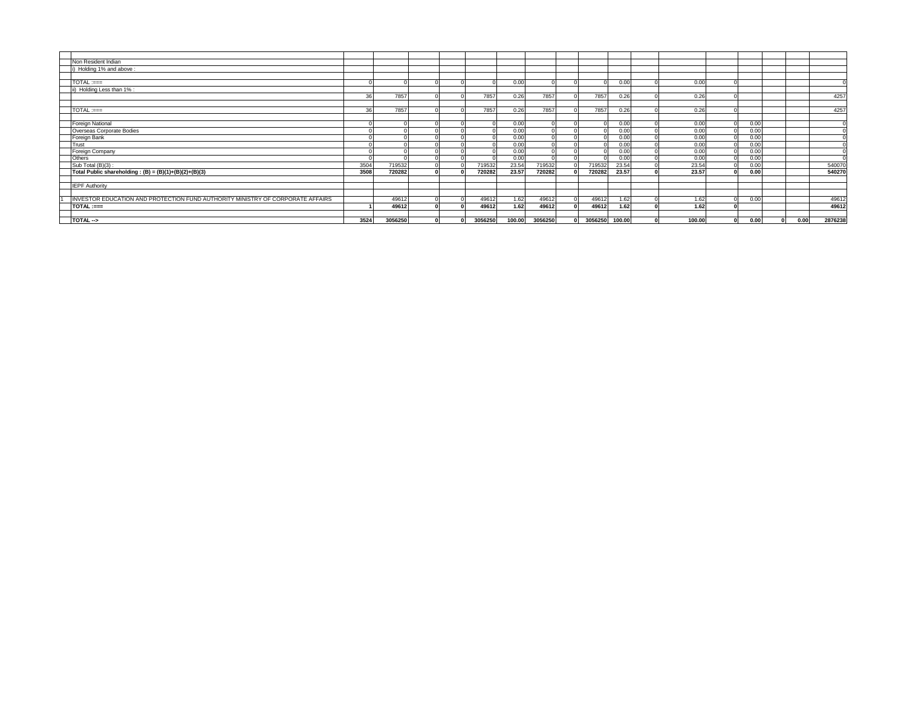| | | | | | | | | | | | | | | | | | | |
|---|---|---|---|---|---|---|---|---|---|---|---|---|---|---|---|---|---|---|
| | Non Resident Indian | | | | | | | | | | | | | | | | | |
| | i) Holding 1% and above : | | | | | | | | | | | | | | | | | |
| | TOTAL :=== | 0 | 0 | 0 | 0 | 0 | 0.00 | 0 | 0 | 0 | 0.00 | 0 | 0.00 | 0 | | | | 0 |
| | ii) Holding Less than 1% : | | | | | | | | | | | | | | | | | |
| | | 36 | 7857 | 0 | 0 | 7857 | 0.26 | 7857 | 0 | 7857 | 0.26 | 0 | 0.26 | 0 | | | | 4257 |
| | TOTAL :=== | 36 | 7857 | 0 | 0 | 7857 | 0.26 | 7857 | 0 | 7857 | 0.26 | 0 | 0.26 | 0 | | | | 4257 |
| | Foreign National | 0 | 0 | 0 | 0 | 0 | 0.00 | 0 | 0 | 0 | 0.00 | 0 | 0.00 | 0 | 0.00 | | | 0 |
| | Overseas Corporate Bodies | 0 | 0 | 0 | 0 | 0 | 0.00 | 0 | 0 | 0 | 0.00 | 0 | 0.00 | 0 | 0.00 | | | 0 |
| | Foreign Bank | 0 | 0 | 0 | 0 | 0 | 0.00 | 0 | 0 | 0 | 0.00 | 0 | 0.00 | 0 | 0.00 | | | 0 |
| | Trust | 0 | 0 | 0 | 0 | 0 | 0.00 | 0 | 0 | 0 | 0.00 | 0 | 0.00 | 0 | 0.00 | | | 0 |
| | Foreign Company | 0 | 0 | 0 | 0 | 0 | 0.00 | 0 | 0 | 0 | 0.00 | 0 | 0.00 | 0 | 0.00 | | | 0 |
| | Others | 0 | 0 | 0 | 0 | 0 | 0.00 | 0 | 0 | 0 | 0.00 | 0 | 0.00 | 0 | 0.00 | | | 0 |
| | Sub Total (B)(3) : | 3504 | 719532 | 0 | 0 | 719532 | 23.54 | 719532 | 0 | 719532 | 23.54 | 0 | 23.54 | 0 | 0.00 | | | 540070 |
| | **Total Public shareholding : (B) = (B)(1)+(B)(2)+(B)(3)** | **3508** | **720282** | **0** | **0** | **720282** | **23.57** | **720282** | **0** | **720282** | **23.57** | **0** | **23.57** | **0** | **0.00** | | | **540270** |
| | IEPF Authority | | | | | | | | | | | | | | | | | |
| 1 | INVESTOR EDUCATION AND PROTECTION FUND AUTHORITY MINISTRY OF CORPORATE AFFAIRS | | 49612 | 0 | 0 | 49612 | 1.62 | 49612 | 0 | 49612 | 1.62 | 0 | 1.62 | 0 | 0.00 | | | 49612 |
| | **TOTAL :===** | **1** | **49612** | **0** | **0** | **49612** | **1.62** | **49612** | **0** | **49612** | **1.62** | **0** | **1.62** | **0** | | | | **49612** |
| | **TOTAL -->** | **3524** | **3056250** | **0** | **0** | **3056250** | **100.00** | **3056250** | **0** | **3056250** | **100.00** | **0** | **100.00** | **0** | **0.00** | **0** | **0.00** | **2876238** |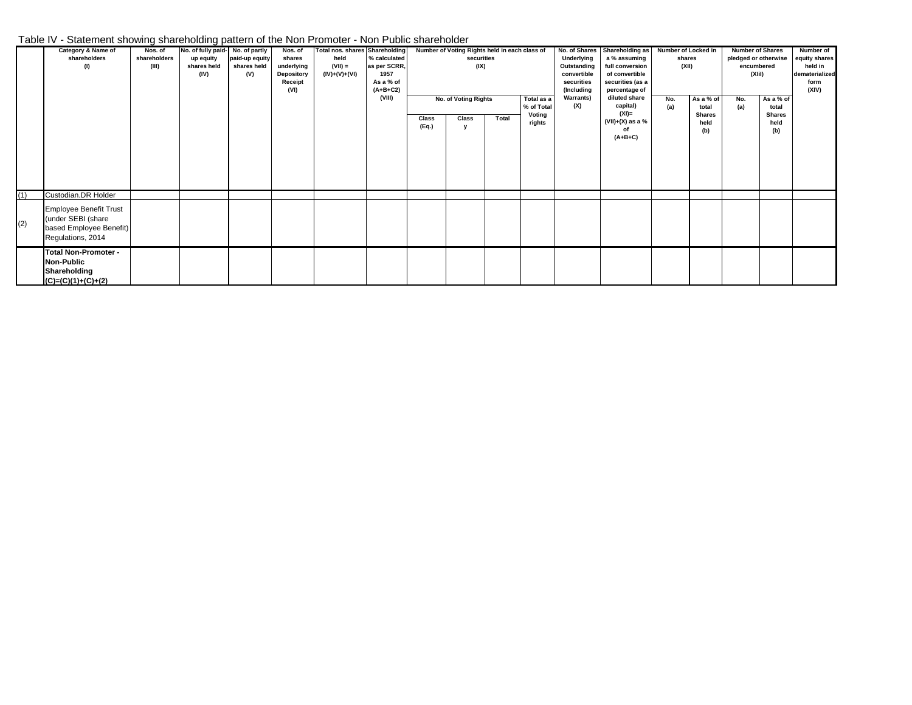Table IV - Statement showing shareholding pattern of the Non Promoter - Non Public shareholder

| | Category & Name of shareholders (I) | Nos. of shareholders (III) | No. of fully paid-up equity shares held (IV) | No. of partly paid-up equity shares held (V) | Nos. of shares underlying Depository Receipt (VI) | Total nos. shares held (VII) = (IV)+(V)+(VI) | Shareholding % calculated as per SCRR, 1957 As a % of (A+B+C2) (VIII) | Number of Voting Rights held in each class of securities (IX) | | | | No. of Shares Underlying Outstanding convertible securities (Including Warrants) (X) | Shareholding as a % assuming full conversion of convertible securities (as a percentage of diluted share capital) (XI)= (VII)+(X) as a % of (A+B+C) | Number of Locked in shares (XII) | | Number of Shares pledged or otherwise encumbered (XIII) | | Number of equity shares held in dematerialized form (XIV) |
|---|---|---|---|---|---|---|---|---|---|---|---|---|---|---|---|---|---|---|
| | | | | | | | | No. of Voting Rights | | | Total as a % of Total Voting rights | | | No. (a) | As a % of total Shares held (b) | No. (a) | As a % of total Shares held (b) | |
| | | | | | | | | Class (Eq.) | Class y | Total | | | | | | | | |
| (1) | Custodian.DR Holder | | | | | | | | | | | | | | | | | |
| (2) | Employee Benefit Trust (under SEBI (share based Employee Benefit) Regulations, 2014 | | | | | | | | | | | | | | | | | |
| | **Total Non-Promoter - Non-Public Shareholding (C)=(C)(1)+(C)+(2)** | | | | | | | | | | | | | | | | | |